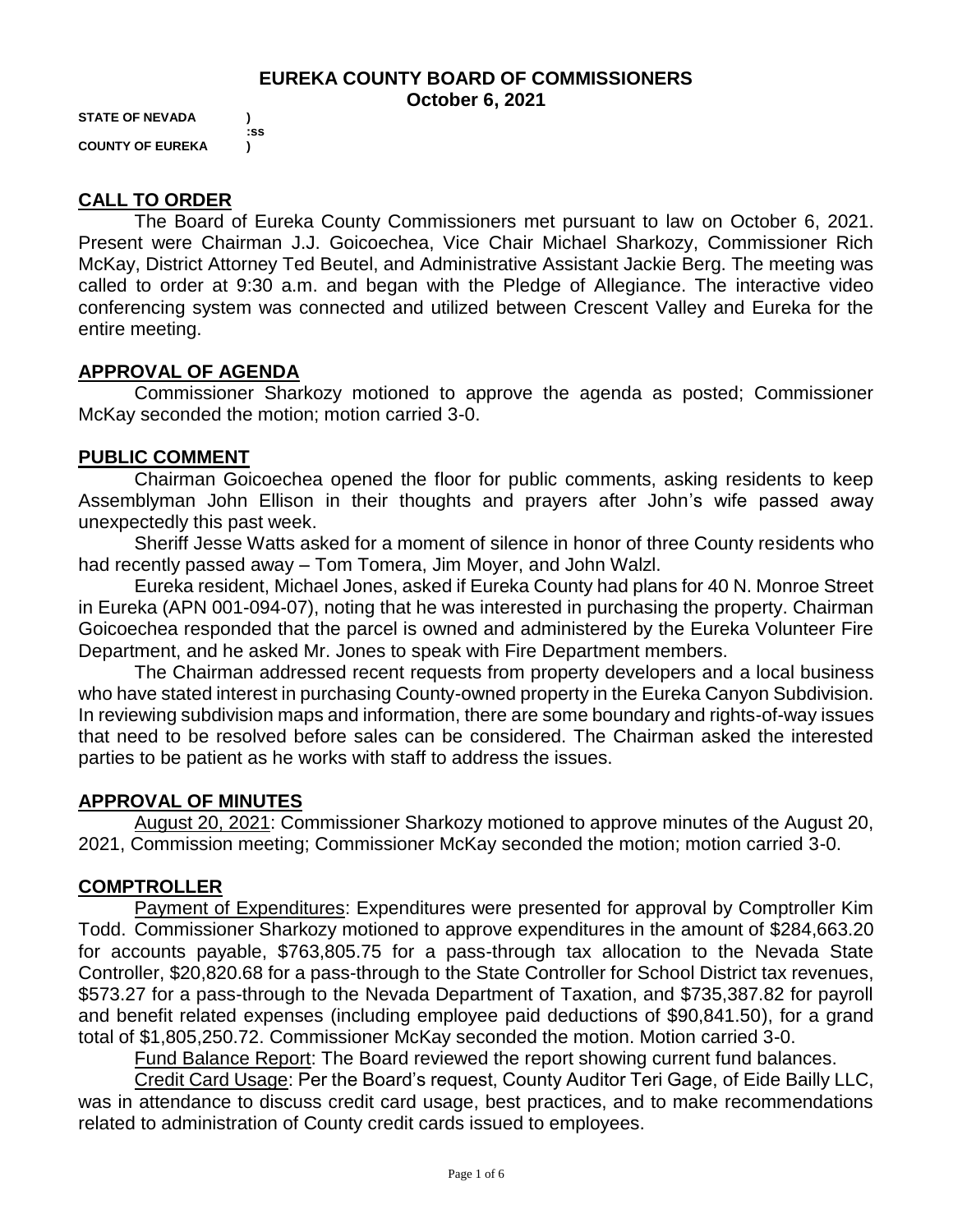# EUREKA COUNTY BOARD OF COMMISSIONERS
## October 6, 2021

**STATE OF NEVADA )**
**:ss**
**COUNTY OF EUREKA )**

## CALL TO ORDER

The Board of Eureka County Commissioners met pursuant to law on October 6, 2021. Present were Chairman J.J. Goicoechea, Vice Chair Michael Sharkozy, Commissioner Rich McKay, District Attorney Ted Beutel, and Administrative Assistant Jackie Berg. The meeting was called to order at 9:30 a.m. and began with the Pledge of Allegiance. The interactive video conferencing system was connected and utilized between Crescent Valley and Eureka for the entire meeting.

## APPROVAL OF AGENDA

Commissioner Sharkozy motioned to approve the agenda as posted; Commissioner McKay seconded the motion; motion carried 3-0.

## PUBLIC COMMENT

Chairman Goicoechea opened the floor for public comments, asking residents to keep Assemblyman John Ellison in their thoughts and prayers after John's wife passed away unexpectedly this past week.

Sheriff Jesse Watts asked for a moment of silence in honor of three County residents who had recently passed away – Tom Tomera, Jim Moyer, and John Walzl.

Eureka resident, Michael Jones, asked if Eureka County had plans for 40 N. Monroe Street in Eureka (APN 001-094-07), noting that he was interested in purchasing the property. Chairman Goicoechea responded that the parcel is owned and administered by the Eureka Volunteer Fire Department, and he asked Mr. Jones to speak with Fire Department members.

The Chairman addressed recent requests from property developers and a local business who have stated interest in purchasing County-owned property in the Eureka Canyon Subdivision. In reviewing subdivision maps and information, there are some boundary and rights-of-way issues that need to be resolved before sales can be considered. The Chairman asked the interested parties to be patient as he works with staff to address the issues.

## APPROVAL OF MINUTES

August 20, 2021: Commissioner Sharkozy motioned to approve minutes of the August 20, 2021, Commission meeting; Commissioner McKay seconded the motion; motion carried 3-0.

## COMPTROLLER

Payment of Expenditures: Expenditures were presented for approval by Comptroller Kim Todd. Commissioner Sharkozy motioned to approve expenditures in the amount of $284,663.20 for accounts payable, $763,805.75 for a pass-through tax allocation to the Nevada State Controller, $20,820.68 for a pass-through to the State Controller for School District tax revenues, $573.27 for a pass-through to the Nevada Department of Taxation, and $735,387.82 for payroll and benefit related expenses (including employee paid deductions of $90,841.50), for a grand total of $1,805,250.72. Commissioner McKay seconded the motion. Motion carried 3-0.

Fund Balance Report: The Board reviewed the report showing current fund balances.

Credit Card Usage: Per the Board's request, County Auditor Teri Gage, of Eide Bailly LLC, was in attendance to discuss credit card usage, best practices, and to make recommendations related to administration of County credit cards issued to employees.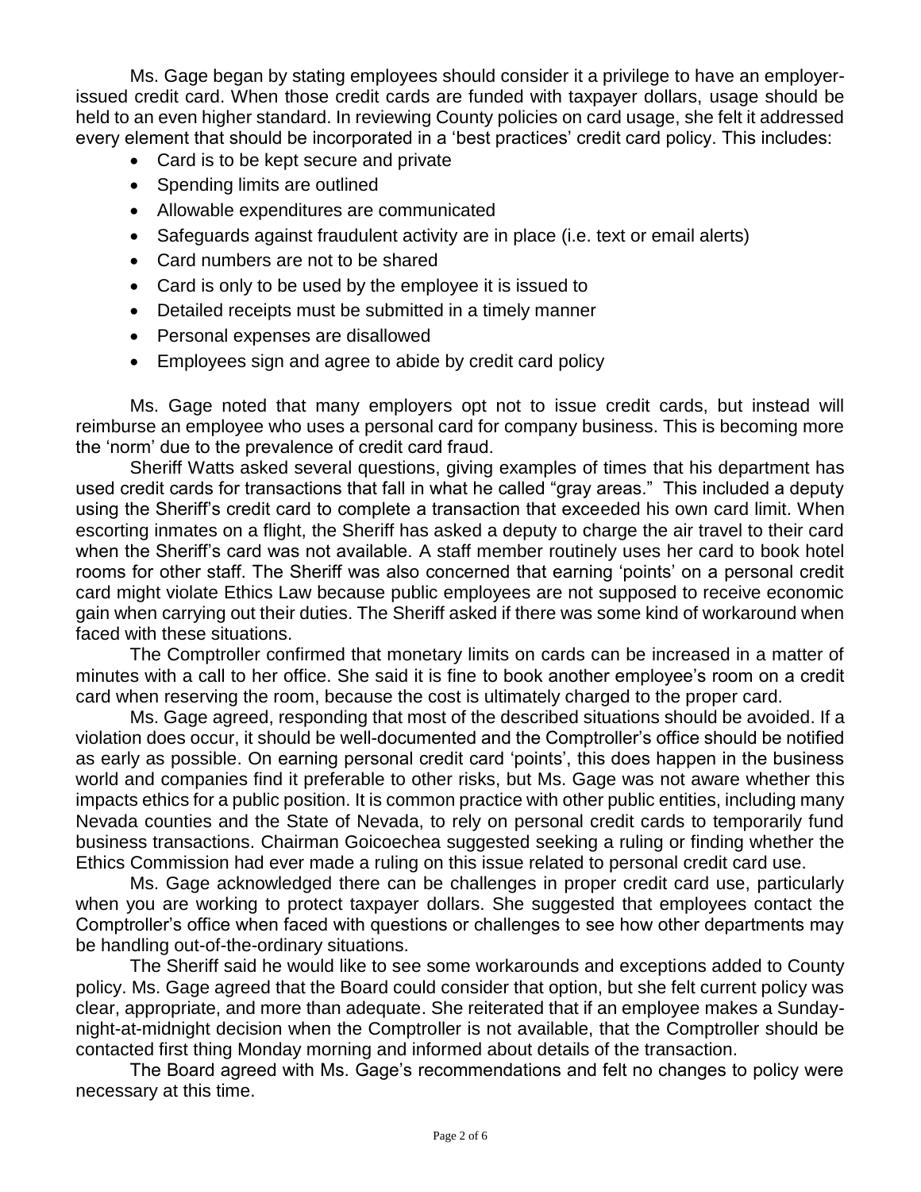Ms. Gage began by stating employees should consider it a privilege to have an employer-issued credit card. When those credit cards are funded with taxpayer dollars, usage should be held to an even higher standard. In reviewing County policies on card usage, she felt it addressed every element that should be incorporated in a 'best practices' credit card policy. This includes:

- Card is to be kept secure and private
- Spending limits are outlined
- Allowable expenditures are communicated
- Safeguards against fraudulent activity are in place (i.e. text or email alerts)
- Card numbers are not to be shared
- Card is only to be used by the employee it is issued to
- Detailed receipts must be submitted in a timely manner
- Personal expenses are disallowed
- Employees sign and agree to abide by credit card policy

Ms. Gage noted that many employers opt not to issue credit cards, but instead will reimburse an employee who uses a personal card for company business. This is becoming more the 'norm' due to the prevalence of credit card fraud.

Sheriff Watts asked several questions, giving examples of times that his department has used credit cards for transactions that fall in what he called "gray areas." This included a deputy using the Sheriff's credit card to complete a transaction that exceeded his own card limit. When escorting inmates on a flight, the Sheriff has asked a deputy to charge the air travel to their card when the Sheriff's card was not available. A staff member routinely uses her card to book hotel rooms for other staff. The Sheriff was also concerned that earning 'points' on a personal credit card might violate Ethics Law because public employees are not supposed to receive economic gain when carrying out their duties. The Sheriff asked if there was some kind of workaround when faced with these situations.

The Comptroller confirmed that monetary limits on cards can be increased in a matter of minutes with a call to her office. She said it is fine to book another employee's room on a credit card when reserving the room, because the cost is ultimately charged to the proper card.

Ms. Gage agreed, responding that most of the described situations should be avoided. If a violation does occur, it should be well-documented and the Comptroller's office should be notified as early as possible. On earning personal credit card 'points', this does happen in the business world and companies find it preferable to other risks, but Ms. Gage was not aware whether this impacts ethics for a public position. It is common practice with other public entities, including many Nevada counties and the State of Nevada, to rely on personal credit cards to temporarily fund business transactions. Chairman Goicoechea suggested seeking a ruling or finding whether the Ethics Commission had ever made a ruling on this issue related to personal credit card use.

Ms. Gage acknowledged there can be challenges in proper credit card use, particularly when you are working to protect taxpayer dollars. She suggested that employees contact the Comptroller's office when faced with questions or challenges to see how other departments may be handling out-of-the-ordinary situations.

The Sheriff said he would like to see some workarounds and exceptions added to County policy. Ms. Gage agreed that the Board could consider that option, but she felt current policy was clear, appropriate, and more than adequate. She reiterated that if an employee makes a Sunday-night-at-midnight decision when the Comptroller is not available, that the Comptroller should be contacted first thing Monday morning and informed about details of the transaction.

The Board agreed with Ms. Gage's recommendations and felt no changes to policy were necessary at this time.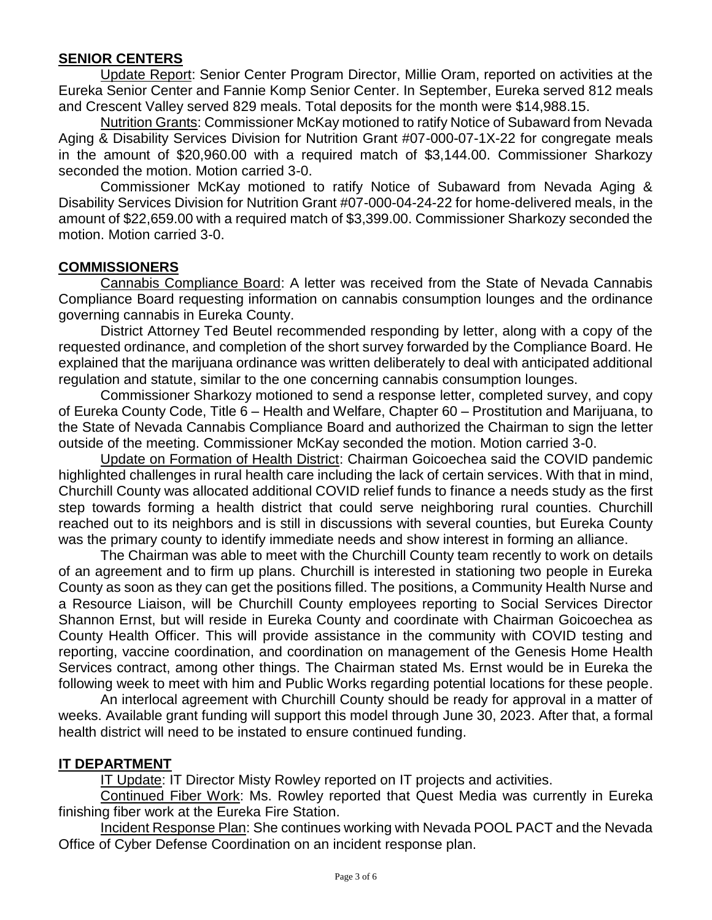## SENIOR CENTERS

Update Report: Senior Center Program Director, Millie Oram, reported on activities at the Eureka Senior Center and Fannie Komp Senior Center. In September, Eureka served 812 meals and Crescent Valley served 829 meals. Total deposits for the month were $14,988.15.

Nutrition Grants: Commissioner McKay motioned to ratify Notice of Subaward from Nevada Aging & Disability Services Division for Nutrition Grant #07-000-07-1X-22 for congregate meals in the amount of $20,960.00 with a required match of $3,144.00. Commissioner Sharkozy seconded the motion. Motion carried 3-0.

Commissioner McKay motioned to ratify Notice of Subaward from Nevada Aging & Disability Services Division for Nutrition Grant #07-000-04-24-22 for home-delivered meals, in the amount of $22,659.00 with a required match of $3,399.00. Commissioner Sharkozy seconded the motion. Motion carried 3-0.

## COMMISSIONERS

Cannabis Compliance Board: A letter was received from the State of Nevada Cannabis Compliance Board requesting information on cannabis consumption lounges and the ordinance governing cannabis in Eureka County.

District Attorney Ted Beutel recommended responding by letter, along with a copy of the requested ordinance, and completion of the short survey forwarded by the Compliance Board. He explained that the marijuana ordinance was written deliberately to deal with anticipated additional regulation and statute, similar to the one concerning cannabis consumption lounges.

Commissioner Sharkozy motioned to send a response letter, completed survey, and copy of Eureka County Code, Title 6 – Health and Welfare, Chapter 60 – Prostitution and Marijuana, to the State of Nevada Cannabis Compliance Board and authorized the Chairman to sign the letter outside of the meeting. Commissioner McKay seconded the motion. Motion carried 3-0.

Update on Formation of Health District: Chairman Goicoechea said the COVID pandemic highlighted challenges in rural health care including the lack of certain services. With that in mind, Churchill County was allocated additional COVID relief funds to finance a needs study as the first step towards forming a health district that could serve neighboring rural counties. Churchill reached out to its neighbors and is still in discussions with several counties, but Eureka County was the primary county to identify immediate needs and show interest in forming an alliance.

The Chairman was able to meet with the Churchill County team recently to work on details of an agreement and to firm up plans. Churchill is interested in stationing two people in Eureka County as soon as they can get the positions filled. The positions, a Community Health Nurse and a Resource Liaison, will be Churchill County employees reporting to Social Services Director Shannon Ernst, but will reside in Eureka County and coordinate with Chairman Goicoechea as County Health Officer. This will provide assistance in the community with COVID testing and reporting, vaccine coordination, and coordination on management of the Genesis Home Health Services contract, among other things. The Chairman stated Ms. Ernst would be in Eureka the following week to meet with him and Public Works regarding potential locations for these people.

An interlocal agreement with Churchill County should be ready for approval in a matter of weeks. Available grant funding will support this model through June 30, 2023. After that, a formal health district will need to be instated to ensure continued funding.

## IT DEPARTMENT

IT Update: IT Director Misty Rowley reported on IT projects and activities.

Continued Fiber Work: Ms. Rowley reported that Quest Media was currently in Eureka finishing fiber work at the Eureka Fire Station.

Incident Response Plan: She continues working with Nevada POOL PACT and the Nevada Office of Cyber Defense Coordination on an incident response plan.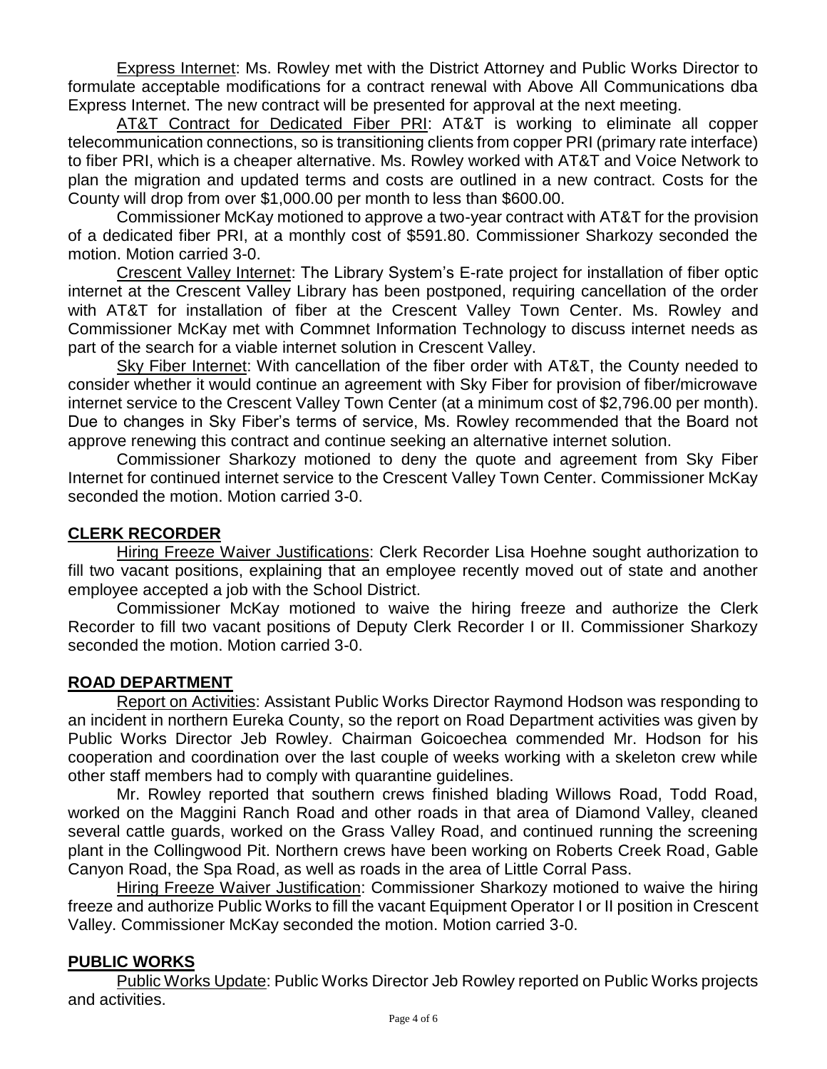Express Internet: Ms. Rowley met with the District Attorney and Public Works Director to formulate acceptable modifications for a contract renewal with Above All Communications dba Express Internet. The new contract will be presented for approval at the next meeting.

AT&T Contract for Dedicated Fiber PRI: AT&T is working to eliminate all copper telecommunication connections, so is transitioning clients from copper PRI (primary rate interface) to fiber PRI, which is a cheaper alternative. Ms. Rowley worked with AT&T and Voice Network to plan the migration and updated terms and costs are outlined in a new contract. Costs for the County will drop from over $1,000.00 per month to less than $600.00.

Commissioner McKay motioned to approve a two-year contract with AT&T for the provision of a dedicated fiber PRI, at a monthly cost of $591.80. Commissioner Sharkozy seconded the motion. Motion carried 3-0.

Crescent Valley Internet: The Library System's E-rate project for installation of fiber optic internet at the Crescent Valley Library has been postponed, requiring cancellation of the order with AT&T for installation of fiber at the Crescent Valley Town Center. Ms. Rowley and Commissioner McKay met with Commnet Information Technology to discuss internet needs as part of the search for a viable internet solution in Crescent Valley.

Sky Fiber Internet: With cancellation of the fiber order with AT&T, the County needed to consider whether it would continue an agreement with Sky Fiber for provision of fiber/microwave internet service to the Crescent Valley Town Center (at a minimum cost of $2,796.00 per month). Due to changes in Sky Fiber's terms of service, Ms. Rowley recommended that the Board not approve renewing this contract and continue seeking an alternative internet solution.

Commissioner Sharkozy motioned to deny the quote and agreement from Sky Fiber Internet for continued internet service to the Crescent Valley Town Center. Commissioner McKay seconded the motion. Motion carried 3-0.

## CLERK RECORDER

Hiring Freeze Waiver Justifications: Clerk Recorder Lisa Hoehne sought authorization to fill two vacant positions, explaining that an employee recently moved out of state and another employee accepted a job with the School District.

Commissioner McKay motioned to waive the hiring freeze and authorize the Clerk Recorder to fill two vacant positions of Deputy Clerk Recorder I or II. Commissioner Sharkozy seconded the motion. Motion carried 3-0.

## ROAD DEPARTMENT

Report on Activities: Assistant Public Works Director Raymond Hodson was responding to an incident in northern Eureka County, so the report on Road Department activities was given by Public Works Director Jeb Rowley. Chairman Goicoechea commended Mr. Hodson for his cooperation and coordination over the last couple of weeks working with a skeleton crew while other staff members had to comply with quarantine guidelines.

Mr. Rowley reported that southern crews finished blading Willows Road, Todd Road, worked on the Maggini Ranch Road and other roads in that area of Diamond Valley, cleaned several cattle guards, worked on the Grass Valley Road, and continued running the screening plant in the Collingwood Pit. Northern crews have been working on Roberts Creek Road, Gable Canyon Road, the Spa Road, as well as roads in the area of Little Corral Pass.

Hiring Freeze Waiver Justification: Commissioner Sharkozy motioned to waive the hiring freeze and authorize Public Works to fill the vacant Equipment Operator I or II position in Crescent Valley. Commissioner McKay seconded the motion. Motion carried 3-0.

## PUBLIC WORKS

Public Works Update: Public Works Director Jeb Rowley reported on Public Works projects and activities.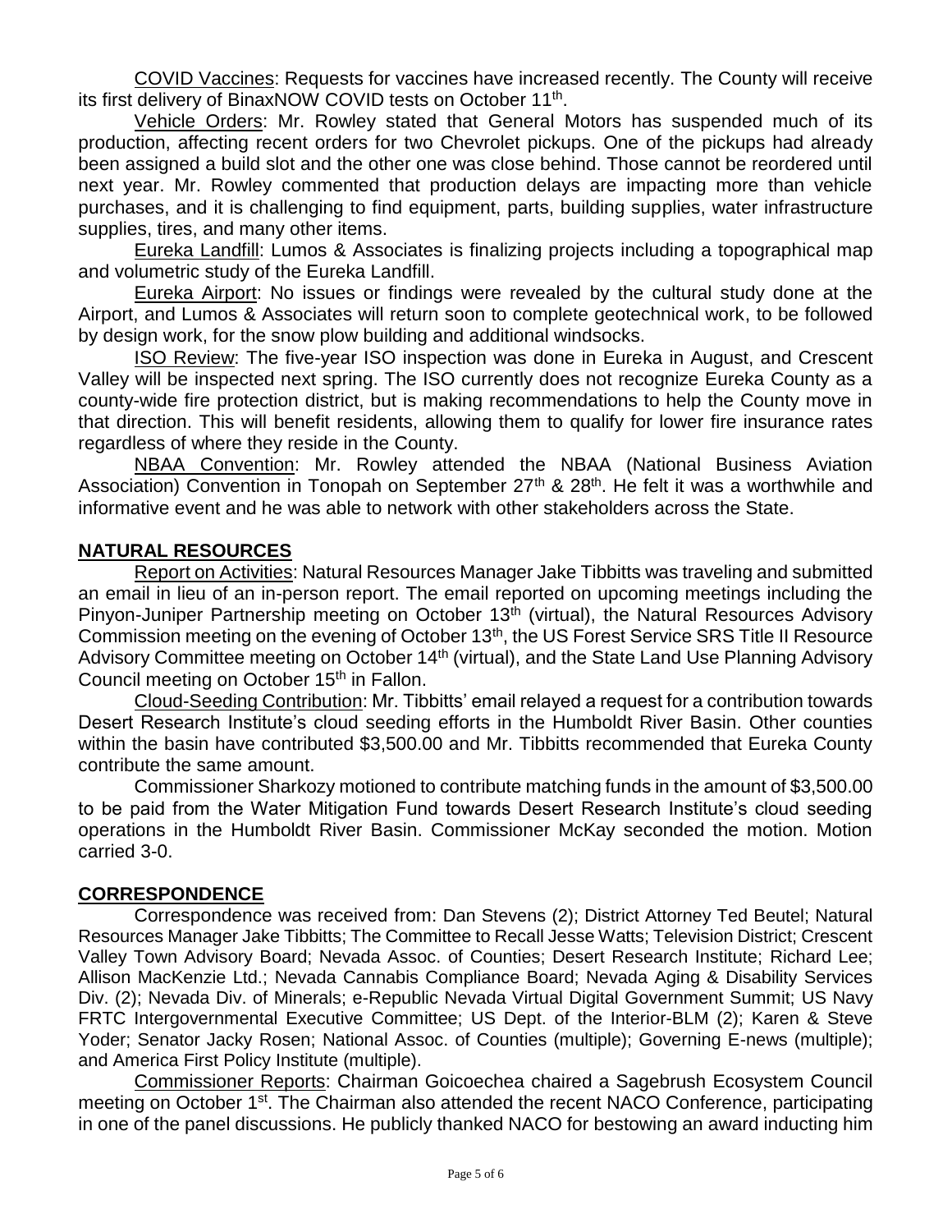COVID Vaccines: Requests for vaccines have increased recently. The County will receive its first delivery of BinaxNOW COVID tests on October 11th.

Vehicle Orders: Mr. Rowley stated that General Motors has suspended much of its production, affecting recent orders for two Chevrolet pickups. One of the pickups had already been assigned a build slot and the other one was close behind. Those cannot be reordered until next year. Mr. Rowley commented that production delays are impacting more than vehicle purchases, and it is challenging to find equipment, parts, building supplies, water infrastructure supplies, tires, and many other items.

Eureka Landfill: Lumos & Associates is finalizing projects including a topographical map and volumetric study of the Eureka Landfill.

Eureka Airport: No issues or findings were revealed by the cultural study done at the Airport, and Lumos & Associates will return soon to complete geotechnical work, to be followed by design work, for the snow plow building and additional windsocks.

ISO Review: The five-year ISO inspection was done in Eureka in August, and Crescent Valley will be inspected next spring. The ISO currently does not recognize Eureka County as a county-wide fire protection district, but is making recommendations to help the County move in that direction. This will benefit residents, allowing them to qualify for lower fire insurance rates regardless of where they reside in the County.

NBAA Convention: Mr. Rowley attended the NBAA (National Business Aviation Association) Convention in Tonopah on September 27th & 28th. He felt it was a worthwhile and informative event and he was able to network with other stakeholders across the State.

## NATURAL RESOURCES

Report on Activities: Natural Resources Manager Jake Tibbitts was traveling and submitted an email in lieu of an in-person report. The email reported on upcoming meetings including the Pinyon-Juniper Partnership meeting on October 13th (virtual), the Natural Resources Advisory Commission meeting on the evening of October 13th, the US Forest Service SRS Title II Resource Advisory Committee meeting on October 14th (virtual), and the State Land Use Planning Advisory Council meeting on October 15th in Fallon.

Cloud-Seeding Contribution: Mr. Tibbitts' email relayed a request for a contribution towards Desert Research Institute's cloud seeding efforts in the Humboldt River Basin. Other counties within the basin have contributed $3,500.00 and Mr. Tibbitts recommended that Eureka County contribute the same amount.

Commissioner Sharkozy motioned to contribute matching funds in the amount of $3,500.00 to be paid from the Water Mitigation Fund towards Desert Research Institute's cloud seeding operations in the Humboldt River Basin. Commissioner McKay seconded the motion. Motion carried 3-0.

## CORRESPONDENCE

Correspondence was received from: Dan Stevens (2); District Attorney Ted Beutel; Natural Resources Manager Jake Tibbitts; The Committee to Recall Jesse Watts; Television District; Crescent Valley Town Advisory Board; Nevada Assoc. of Counties; Desert Research Institute; Richard Lee; Allison MacKenzie Ltd.; Nevada Cannabis Compliance Board; Nevada Aging & Disability Services Div. (2); Nevada Div. of Minerals; e-Republic Nevada Virtual Digital Government Summit; US Navy FRTC Intergovernmental Executive Committee; US Dept. of the Interior-BLM (2); Karen & Steve Yoder; Senator Jacky Rosen; National Assoc. of Counties (multiple); Governing E-news (multiple); and America First Policy Institute (multiple).

Commissioner Reports: Chairman Goicoechea chaired a Sagebrush Ecosystem Council meeting on October 1st. The Chairman also attended the recent NACO Conference, participating in one of the panel discussions. He publicly thanked NACO for bestowing an award inducting him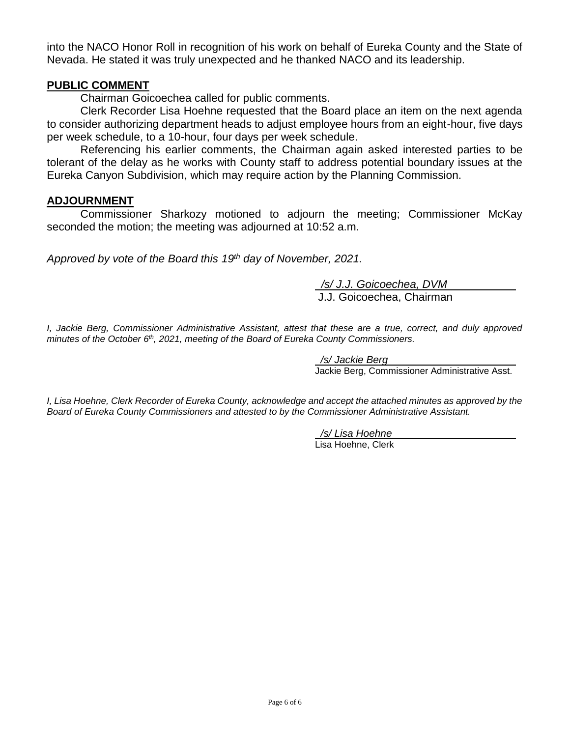into the NACO Honor Roll in recognition of his work on behalf of Eureka County and the State of Nevada. He stated it was truly unexpected and he thanked NACO and its leadership.

## PUBLIC COMMENT

Chairman Goicoechea called for public comments.

Clerk Recorder Lisa Hoehne requested that the Board place an item on the next agenda to consider authorizing department heads to adjust employee hours from an eight-hour, five days per week schedule, to a 10-hour, four days per week schedule.

Referencing his earlier comments, the Chairman again asked interested parties to be tolerant of the delay as he works with County staff to address potential boundary issues at the Eureka Canyon Subdivision, which may require action by the Planning Commission.

## ADJOURNMENT

Commissioner Sharkozy motioned to adjourn the meeting; Commissioner McKay seconded the motion; the meeting was adjourned at 10:52 a.m.

*Approved by vote of the Board this 19th day of November, 2021.*

*/s/ J.J. Goicoechea, DVM*
J.J. Goicoechea, Chairman

*I, Jackie Berg, Commissioner Administrative Assistant, attest that these are a true, correct, and duly approved minutes of the October 6th, 2021, meeting of the Board of Eureka County Commissioners.*

*/s/ Jackie Berg*
Jackie Berg, Commissioner Administrative Asst.

*I, Lisa Hoehne, Clerk Recorder of Eureka County, acknowledge and accept the attached minutes as approved by the Board of Eureka County Commissioners and attested to by the Commissioner Administrative Assistant.*

*/s/ Lisa Hoehne*
Lisa Hoehne, Clerk